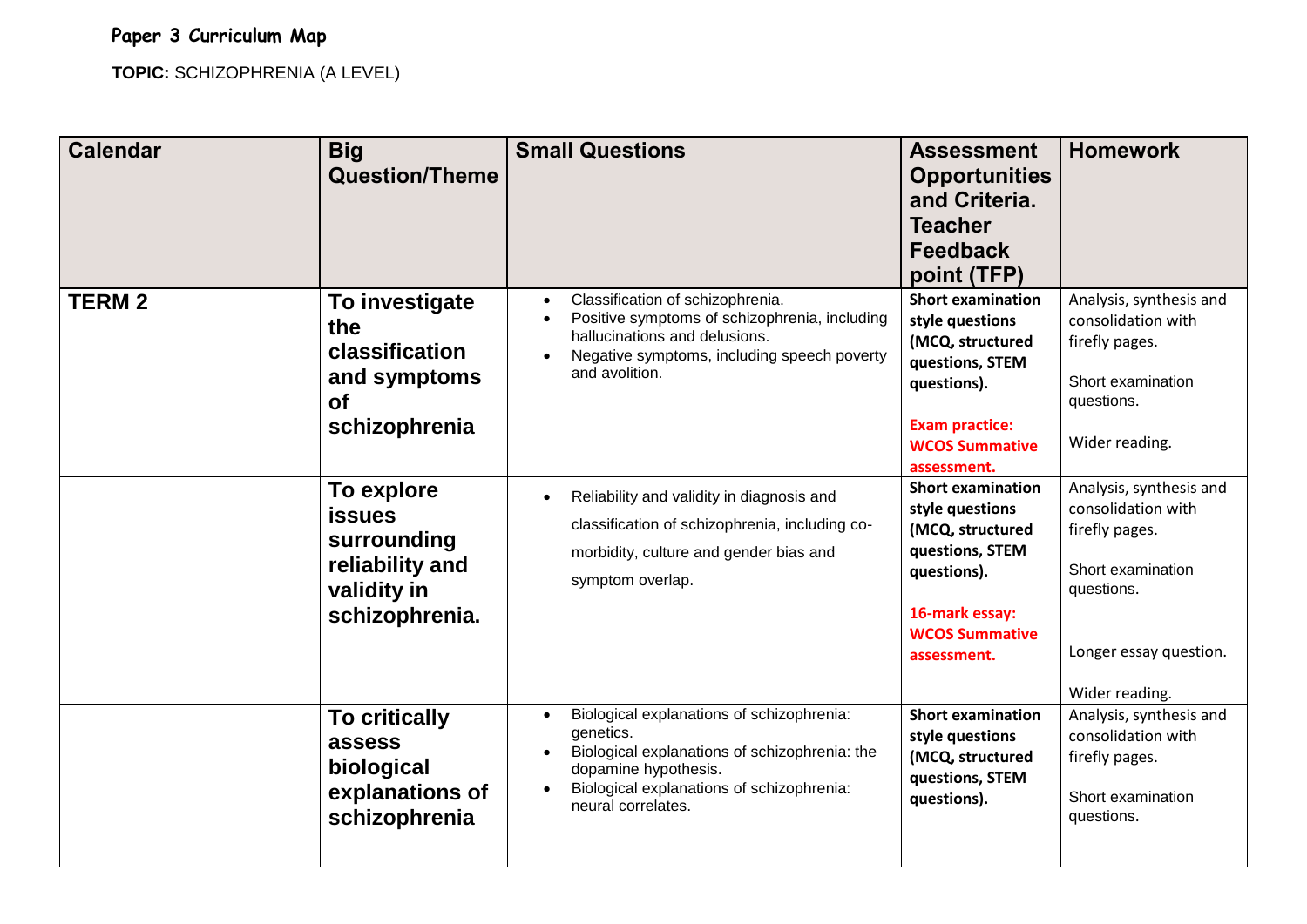**Paper 3 Curriculum Map**

**TOPIC:** SCHIZOPHRENIA (A LEVEL)

| Calendar | Big Question/Theme | Small Questions | Assessment Opportunities and Criteria. Teacher Feedback point (TFP) | Homework |
|---|---|---|---|---|
| **TERM 2** | **To investigate the classification and symptoms of schizophrenia** | • Classification of schizophrenia.<br>• Positive symptoms of schizophrenia, including hallucinations and delusions.<br>• Negative symptoms, including speech poverty and avolition. | **Short examination style questions (MCQ, structured questions, STEM questions).**<br><br>**Exam practice: WCOS Summative assessment.** | Analysis, synthesis and consolidation with firefly pages.<br><br>Short examination questions.<br><br>Wider reading. |
| | **To explore issues surrounding reliability and validity in schizophrenia.** | • Reliability and validity in diagnosis and classification of schizophrenia, including co-morbidity, culture and gender bias and symptom overlap. | **Short examination style questions (MCQ, structured questions, STEM questions).**<br><br>**16-mark essay: WCOS Summative assessment.** | Analysis, synthesis and consolidation with firefly pages.<br><br>Short examination questions.<br><br>Longer essay question.<br><br>Wider reading. |
| | **To critically assess biological explanations of schizophrenia** | • Biological explanations of schizophrenia: genetics.<br>• Biological explanations of schizophrenia: the dopamine hypothesis.<br>• Biological explanations of schizophrenia: neural correlates. | **Short examination style questions (MCQ, structured questions, STEM questions).** | Analysis, synthesis and consolidation with firefly pages.<br><br>Short examination questions. |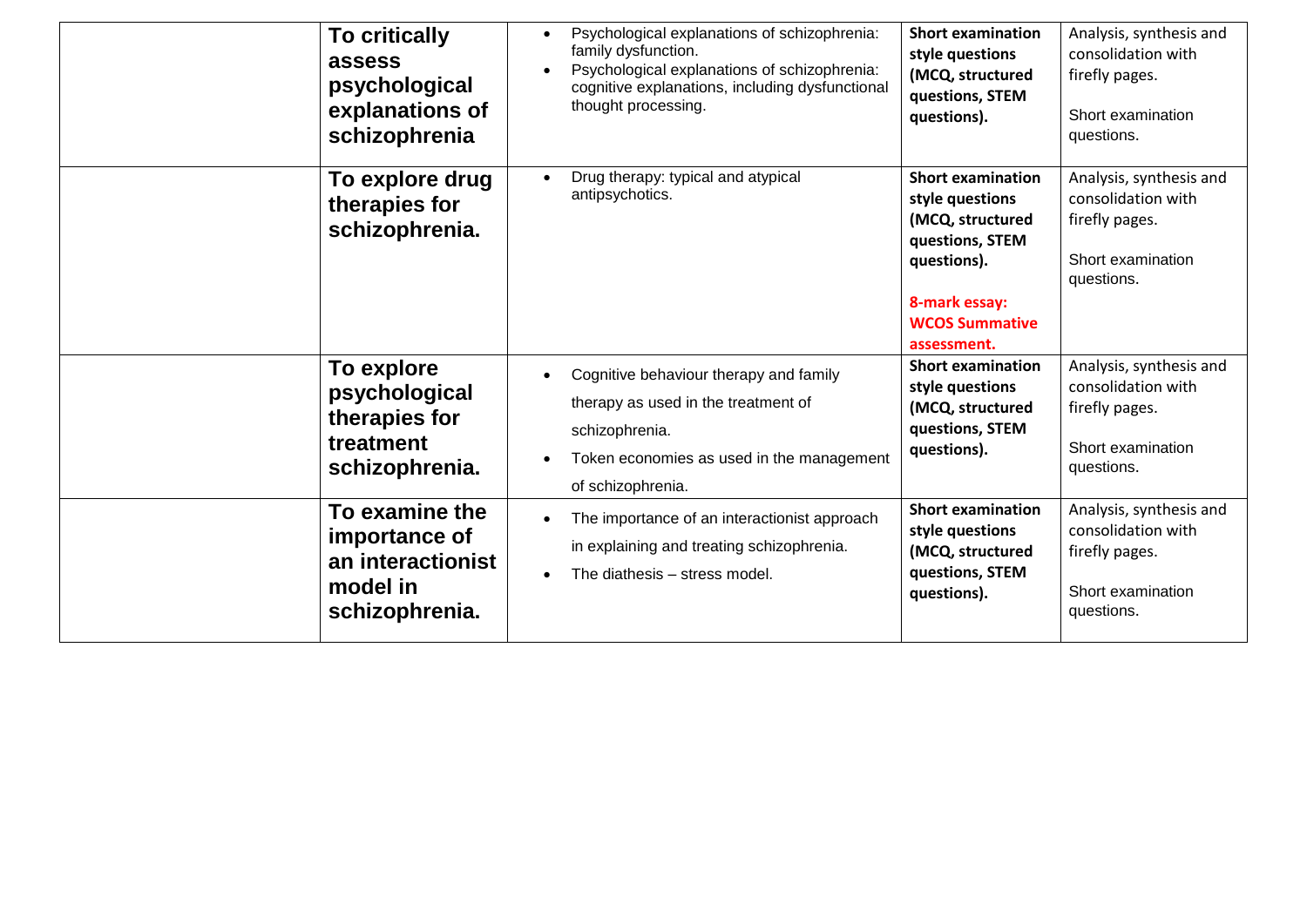| | | | | |
|---|---|---|---|---|
| | **To critically assess psychological explanations of schizophrenia** | • Psychological explanations of schizophrenia: family dysfunction.<br>• Psychological explanations of schizophrenia: cognitive explanations, including dysfunctional thought processing. | **Short examination style questions (MCQ, structured questions, STEM questions).** | Analysis, synthesis and consolidation with firefly pages.<br><br>Short examination questions. |
| | **To explore drug therapies for schizophrenia.** | • Drug therapy: typical and atypical antipsychotics. | **Short examination style questions (MCQ, structured questions, STEM questions).**<br><br>**8-mark essay: WCOS Summative assessment.** | Analysis, synthesis and consolidation with firefly pages.<br><br>Short examination questions. |
| | **To explore psychological therapies for treatment schizophrenia.** | • Cognitive behaviour therapy and family therapy as used in the treatment of schizophrenia.<br>• Token economies as used in the management of schizophrenia. | **Short examination style questions (MCQ, structured questions, STEM questions).** | Analysis, synthesis and consolidation with firefly pages.<br><br>Short examination questions. |
| | **To examine the importance of an interactionist model in schizophrenia.** | • The importance of an interactionist approach in explaining and treating schizophrenia.<br>• The diathesis – stress model. | **Short examination style questions (MCQ, structured questions, STEM questions).** | Analysis, synthesis and consolidation with firefly pages.<br><br>Short examination questions. |